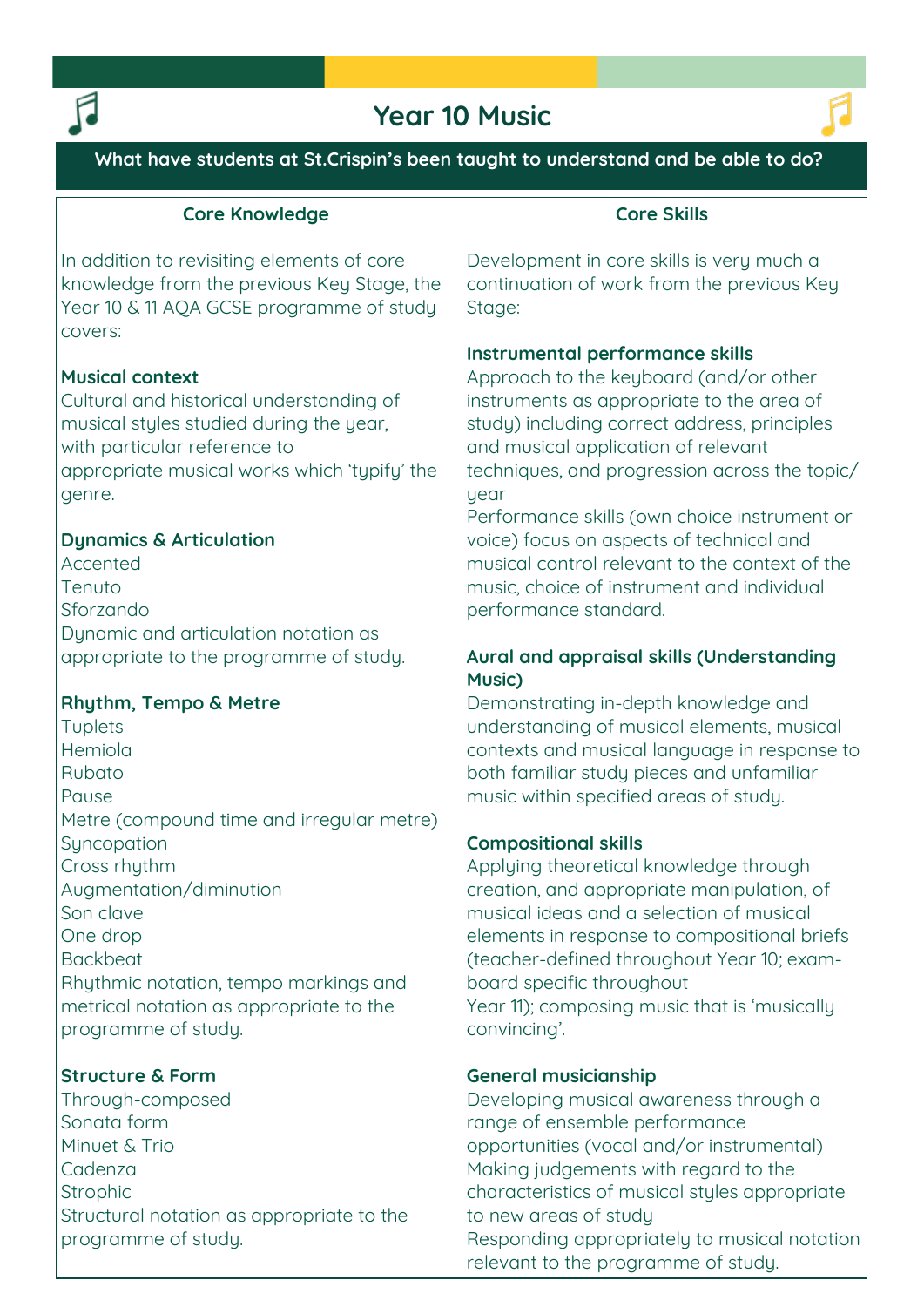# Year 10 Music

**What have students at St.Crispin's been taught to understand and be able to do?**

## Core Knowledge

In addition to revisiting elements of core knowledge from the previous Key Stage, the Year 10 & 11 AQA GCSE programme of study covers:

**Musical context**
Cultural and historical understanding of musical styles studied during the year, with particular reference to appropriate musical works which 'typify' the genre.

**Dynamics & Articulation**
Accented
Tenuto
Sforzando
Dynamic and articulation notation as appropriate to the programme of study.

**Rhythm, Tempo & Metre**
Tuplets
Hemiola
Rubato
Pause
Metre (compound time and irregular metre)
Syncopation
Cross rhythm
Augmentation/diminution
Son clave
One drop
Backbeat
Rhythmic notation, tempo markings and metrical notation as appropriate to the programme of study.

**Structure & Form**
Through-composed
Sonata form
Minuet & Trio
Cadenza
Strophic
Structural notation as appropriate to the programme of study.

## Core Skills

Development in core skills is very much a continuation of work from the previous Key Stage:

**Instrumental performance skills**
Approach to the keyboard (and/or other instruments as appropriate to the area of study) including correct address, principles and musical application of relevant techniques, and progression across the topic/year
Performance skills (own choice instrument or voice) focus on aspects of technical and musical control relevant to the context of the music, choice of instrument and individual performance standard.

**Aural and appraisal skills (Understanding Music)**
Demonstrating in-depth knowledge and understanding of musical elements, musical contexts and musical language in response to both familiar study pieces and unfamiliar music within specified areas of study.

**Compositional skills**
Applying theoretical knowledge through creation, and appropriate manipulation, of musical ideas and a selection of musical elements in response to compositional briefs (teacher-defined throughout Year 10; exam-board specific throughout Year 11); composing music that is 'musically convincing'.

**General musicianship**
Developing musical awareness through a range of ensemble performance opportunities (vocal and/or instrumental)
Making judgements with regard to the characteristics of musical styles appropriate to new areas of study
Responding appropriately to musical notation relevant to the programme of study.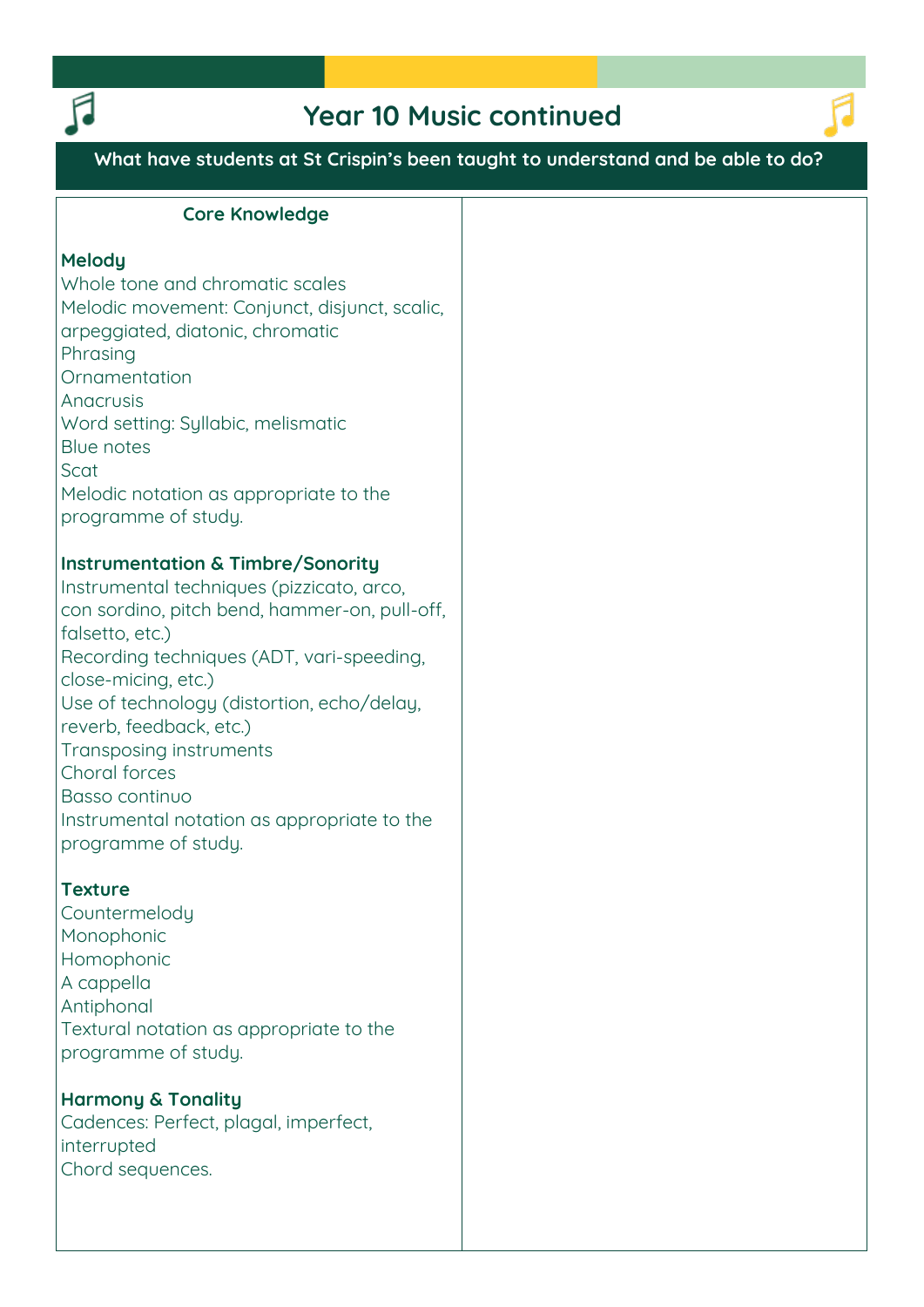# Year 10 Music continued

## What have students at St Crispin's been taught to understand and be able to do?

### Core Knowledge

**Melody**
Whole tone and chromatic scales
Melodic movement: Conjunct, disjunct, scalic, arpeggiated, diatonic, chromatic
Phrasing
Ornamentation
Anacrusis
Word setting: Syllabic, melismatic
Blue notes
Scat
Melodic notation as appropriate to the programme of study.

**Instrumentation & Timbre/Sonority**
Instrumental techniques (pizzicato, arco, con sordino, pitch bend, hammer-on, pull-off, falsetto, etc.)
Recording techniques (ADT, vari-speeding, close-micing, etc.)
Use of technology (distortion, echo/delay, reverb, feedback, etc.)
Transposing instruments
Choral forces
Basso continuo
Instrumental notation as appropriate to the programme of study.

**Texture**
Countermelody
Monophonic
Homophonic
A cappella
Antiphonal
Textural notation as appropriate to the programme of study.

**Harmony & Tonality**
Cadences: Perfect, plagal, imperfect, interrupted
Chord sequences.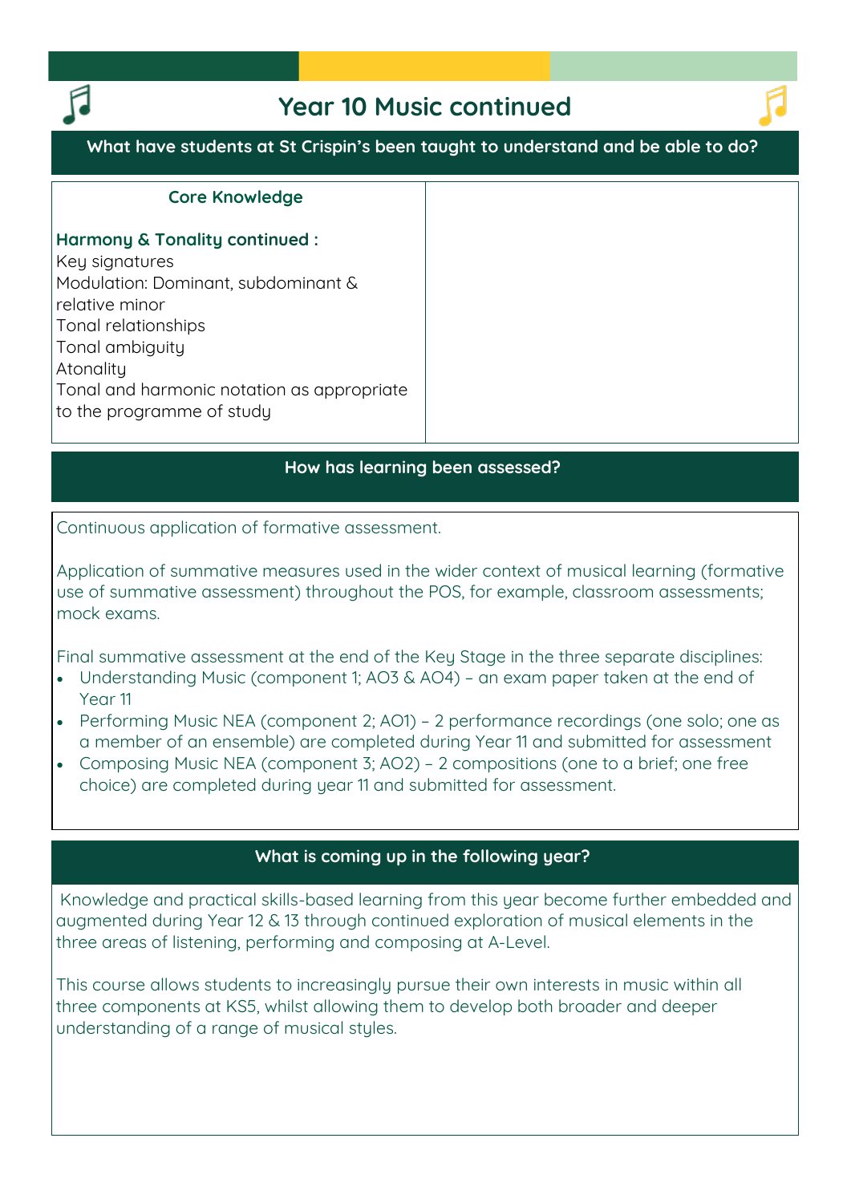# Year 10 Music continued

## What have students at St Crispin's been taught to understand and be able to do?

| Core Knowledge | |
|---|---|
| **Harmony & Tonality continued :**<br>Key signatures<br>Modulation: Dominant, subdominant & relative minor<br>Tonal relationships<br>Tonal ambiguity<br>Atonality<br>Tonal and harmonic notation as appropriate to the programme of study | |

## How has learning been assessed?

Continuous application of formative assessment.

Application of summative measures used in the wider context of musical learning (formative use of summative assessment) throughout the POS, for example, classroom assessments; mock exams.

Final summative assessment at the end of the Key Stage in the three separate disciplines:

- Understanding Music (component 1; AO3 & AO4) – an exam paper taken at the end of Year 11
- Performing Music NEA (component 2; AO1) – 2 performance recordings (one solo; one as a member of an ensemble) are completed during Year 11 and submitted for assessment
- Composing Music NEA (component 3; AO2) – 2 compositions (one to a brief; one free choice) are completed during year 11 and submitted for assessment.

## What is coming up in the following year?

Knowledge and practical skills-based learning from this year become further embedded and augmented during Year 12 & 13 through continued exploration of musical elements in the three areas of listening, performing and composing at A-Level.

This course allows students to increasingly pursue their own interests in music within all three components at KS5, whilst allowing them to develop both broader and deeper understanding of a range of musical styles.